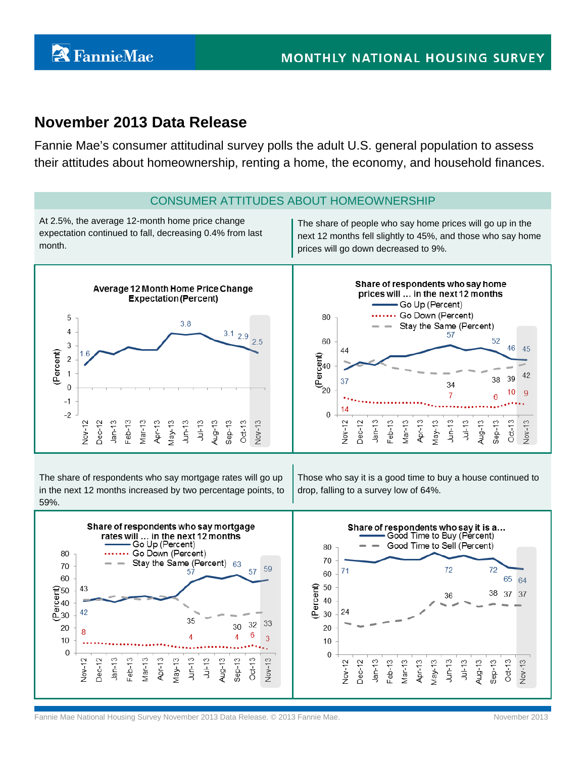FannieMae

MONTHLY NATIONAL HOUSING SURVEY

# November 2013 Data Release

Fannie Mae's consumer attitudinal survey polls the adult U.S. general population to assess their attitudes about homeownership, renting a home, the economy, and household finances.

## CONSUMER ATTITUDES ABOUT HOMEOWNERSHIP

At 2.5%, the average 12-month home price change expectation continued to fall, decreasing 0.4% from last month.

The share of people who say home prices will go up in the next 12 months fell slightly to 45%, and those who say home prices will go down decreased to 9%.

**Average 12 Month Home Price Change Expectation (Percent)**

Labeled values: Nov-12: 1.6; May-13: 3.8; Sep-13: 3.1; Oct-13: 2.9; Nov-13: 2.5

**Share of respondents who say home prices will ... in the next 12 months**

| Series | Nov-12 | Jun-13 | Sep-13 | Oct-13 | Nov-13 |
|---|---|---|---|---|---|
| Go Up (Percent) | 37 | 57 | 52 | 46 | 45 |
| Go Down (Percent) | 14 | 7 | 6 | 10 | 9 |
| Stay the Same (Percent) | 44 | 34 | 38 | 39 | 42 |

The share of respondents who say mortgage rates will go up in the next 12 months increased by two percentage points, to 59%.

Those who say it is a good time to buy a house continued to drop, falling to a survey low of 64%.

**Share of respondents who say mortgage rates will ... in the next 12 months**

| Series | Nov-12 | Jun-13 | Sep-13 | Oct-13 | Nov-13 |
|---|---|---|---|---|---|
| Go Up (Percent) | 42 | 57 | 63 | 57 | 59 |
| Go Down (Percent) | 8 | 4 | 4 | 6 | 3 |
| Stay the Same (Percent) | 43 | 35 | 30 | 32 | 33 |

**Share of respondents who say it is a...**

| Series | Nov-12 | Jun-13 | Sep-13 | Oct-13 | Nov-13 |
|---|---|---|---|---|---|
| Good Time to Buy (Percent) | 71 | 72 | 72 | 65 | 64 |
| Good Time to Sell (Percent) | 24 | 36 | 38 | 37 | 37 |

Fannie Mae National Housing Survey November 2013 Data Release. © 2013 Fannie Mae.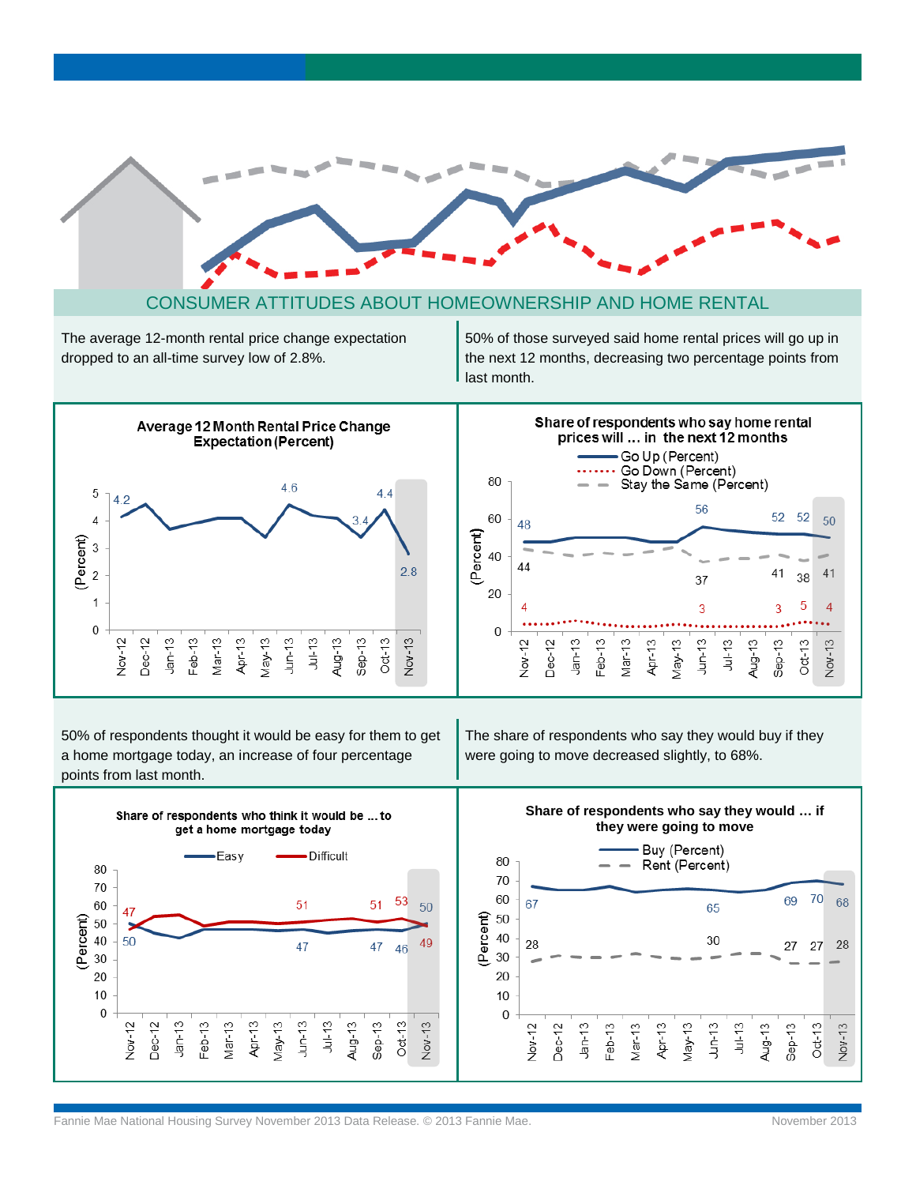## CONSUMER ATTITUDES ABOUT HOMEOWNERSHIP AND HOME RENTAL

The average 12-month rental price change expectation dropped to an all-time survey low of 2.8%.

50% of those surveyed said home rental prices will go up in the next 12 months, decreasing two percentage points from last month.

**Average 12 Month Rental Price Change Expectation (Percent)**

| Month | Percent |
|---|---|
| Nov-12 | 4.2 |
| Jun-13 | 4.6 |
| Sep-13 | 3.4 |
| Oct-13 | 4.4 |
| Nov-13 | 2.8 |

**Share of respondents who say home rental prices will ... in the next 12 months**

| Month | Go Up (Percent) | Go Down (Percent) | Stay the Same (Percent) |
|---|---|---|---|
| Nov-12 | 48 | 4 | 44 |
| Jun-13 | 56 | 3 | 37 |
| Sep-13 | 52 | 3 | 41 |
| Oct-13 | 52 | 5 | 38 |
| Nov-13 | 50 | 4 | 41 |

50% of respondents thought it would be easy for them to get a home mortgage today, an increase of four percentage points from last month.

The share of respondents who say they would buy if they were going to move decreased slightly, to 68%.

**Share of respondents who think it would be ... to get a home mortgage today**

| Month | Easy | Difficult |
|---|---|---|
| Nov-12 | 50 | 47 |
| Jun-13 | 47 | 51 |
| Sep-13 | 47 | 51 |
| Oct-13 | 46 | 53 |
| Nov-13 | 50 | 49 |

**Share of respondents who say they would ... if they were going to move**

| Month | Buy (Percent) | Rent (Percent) |
|---|---|---|
| Nov-12 | 67 | 28 |
| Jun-13 | 65 | 30 |
| Sep-13 | 69 | 27 |
| Oct-13 | 70 | 27 |
| Nov-13 | 68 | 28 |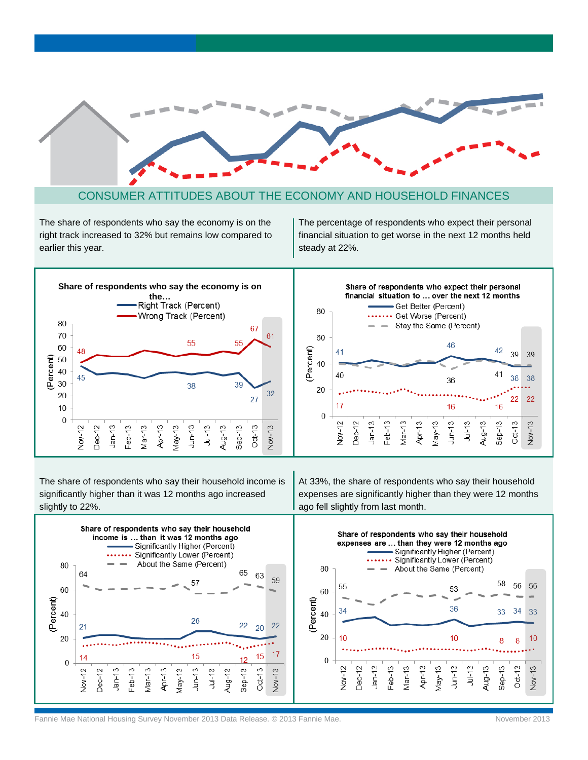# CONSUMER ATTITUDES ABOUT THE ECONOMY AND HOUSEHOLD FINANCES

The share of respondents who say the economy is on the right track increased to 32% but remains low compared to earlier this year.

**Share of respondents who say the economy is on the…**

- Right Track (Percent)
- Wrong Track (Percent)

| | Nov-12 | Jun-13 | Sep-13 | Oct-13 | Nov-13 |
|---|---|---|---|---|---|
| Right Track | 45 | 38 | 39 | 27 | 32 |
| Wrong Track | 48 | 55 | 55 | 67 | 61 |

The percentage of respondents who expect their personal financial situation to get worse in the next 12 months held steady at 22%.

**Share of respondents who expect their personal financial situation to … over the next 12 months**

- Get Better (Percent)
- Get Worse (Percent)
- Stay the Same (Percent)

| | Nov-12 | Jun-13 | Sep-13 | Oct-13 | Nov-13 |
|---|---|---|---|---|---|
| Get Better | 41 | 46 | 42 | 39 | 39 |
| Get Worse | 17 | 16 | 16 | 22 | 22 |
| Stay the Same | 40 | 36 | 41 | 38 | 38 |

The share of respondents who say their household income is significantly higher than it was 12 months ago increased slightly to 22%.

**Share of respondents who say their household income is … than it was 12 months ago**

- Significantly Higher (Percent)
- Significantly Lower (Percent)
- About the Same (Percent)

| | Nov-12 | Jun-13 | Sep-13 | Oct-13 | Nov-13 |
|---|---|---|---|---|---|
| Significantly Higher | 21 | 26 | 22 | 20 | 22 |
| Significantly Lower | 14 | 15 | 12 | 15 | 17 |
| About the Same | 64 | 57 | 65 | 63 | 59 |

At 33%, the share of respondents who say their household expenses are significantly higher than they were 12 months ago fell slightly from last month.

**Share of respondents who say their household expenses are … than they were 12 months ago**

- Significantly Higher (Percent)
- Significantly Lower (Percent)
- About the Same (Percent)

| | Nov-12 | Jun-13 | Sep-13 | Oct-13 | Nov-13 |
|---|---|---|---|---|---|
| Significantly Higher | 34 | 36 | 33 | 34 | 33 |
| Significantly Lower | 10 | 10 | 8 | 8 | 10 |
| About the Same | 55 | 53 | 58 | 56 | 56 |

Fannie Mae National Housing Survey November 2013 Data Release. © 2013 Fannie Mae.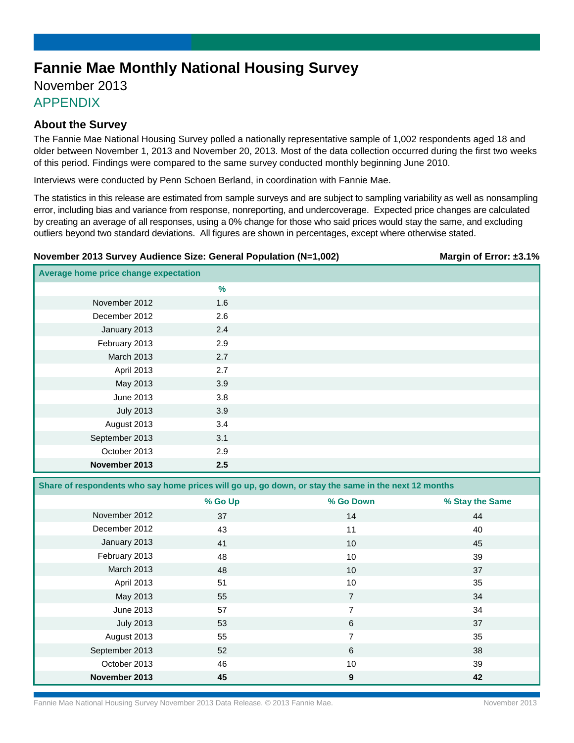# Fannie Mae Monthly National Housing Survey

November 2013

APPENDIX

## About the Survey

The Fannie Mae National Housing Survey polled a nationally representative sample of 1,002 respondents aged 18 and older between November 1, 2013 and November 20, 2013. Most of the data collection occurred during the first two weeks of this period. Findings were compared to the same survey conducted monthly beginning June 2010.

Interviews were conducted by Penn Schoen Berland, in coordination with Fannie Mae.

The statistics in this release are estimated from sample surveys and are subject to sampling variability as well as nonsampling error, including bias and variance from response, nonreporting, and undercoverage. Expected price changes are calculated by creating an average of all responses, using a 0% change for those who said prices would stay the same, and excluding outliers beyond two standard deviations. All figures are shown in percentages, except where otherwise stated.

**November 2013 Survey Audience Size: General Population (N=1,002)** **Margin of Error: ±3.1%**

**Average home price change expectation**

| | % |
|---|---|
| November 2012 | 1.6 |
| December 2012 | 2.6 |
| January 2013 | 2.4 |
| February 2013 | 2.9 |
| March 2013 | 2.7 |
| April 2013 | 2.7 |
| May 2013 | 3.9 |
| June 2013 | 3.8 |
| July 2013 | 3.9 |
| August 2013 | 3.4 |
| September 2013 | 3.1 |
| October 2013 | 2.9 |
| **November 2013** | **2.5** |

**Share of respondents who say home prices will go up, go down, or stay the same in the next 12 months**

| | % Go Up | % Go Down | % Stay the Same |
|---|---|---|---|
| November 2012 | 37 | 14 | 44 |
| December 2012 | 43 | 11 | 40 |
| January 2013 | 41 | 10 | 45 |
| February 2013 | 48 | 10 | 39 |
| March 2013 | 48 | 10 | 37 |
| April 2013 | 51 | 10 | 35 |
| May 2013 | 55 | 7 | 34 |
| June 2013 | 57 | 7 | 34 |
| July 2013 | 53 | 6 | 37 |
| August 2013 | 55 | 7 | 35 |
| September 2013 | 52 | 6 | 38 |
| October 2013 | 46 | 10 | 39 |
| **November 2013** | **45** | **9** | **42** |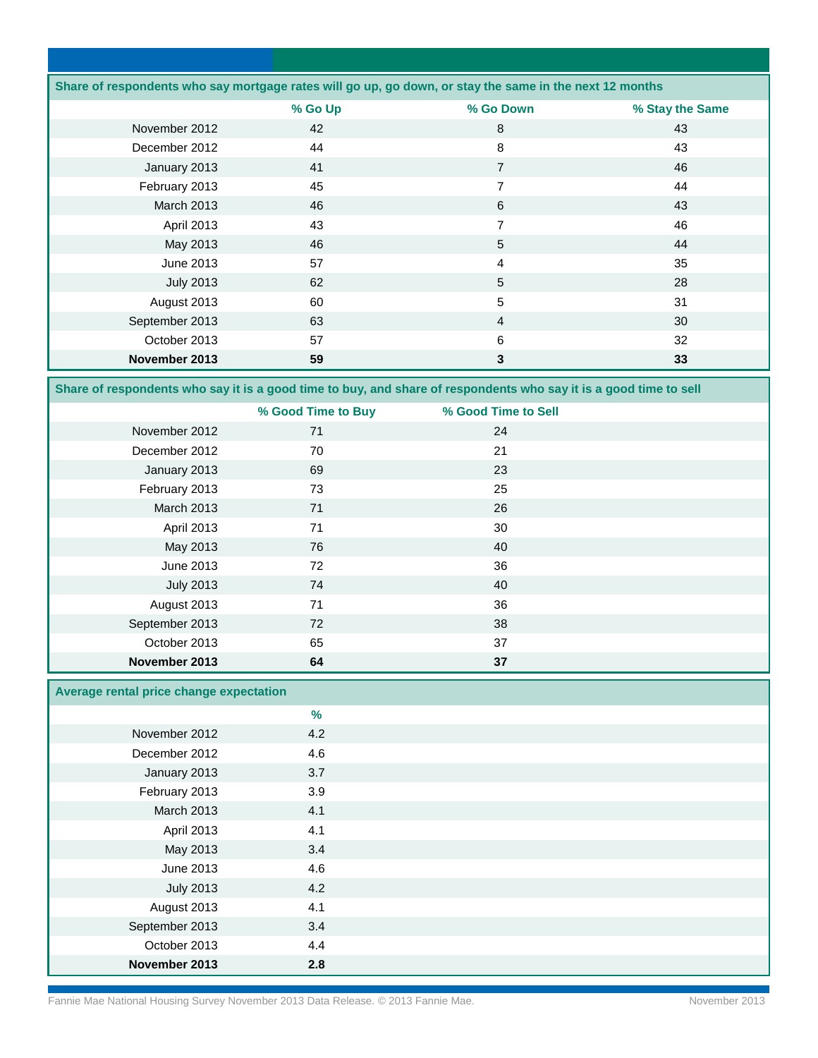| Share of respondents who say mortgage rates will go up, go down, or stay the same in the next 12 months | | | |
|---|---|---|---|
| | % Go Up | % Go Down | % Stay the Same |
| November 2012 | 42 | 8 | 43 |
| December 2012 | 44 | 8 | 43 |
| January 2013 | 41 | 7 | 46 |
| February 2013 | 45 | 7 | 44 |
| March 2013 | 46 | 6 | 43 |
| April 2013 | 43 | 7 | 46 |
| May 2013 | 46 | 5 | 44 |
| June 2013 | 57 | 4 | 35 |
| July 2013 | 62 | 5 | 28 |
| August 2013 | 60 | 5 | 31 |
| September 2013 | 63 | 4 | 30 |
| October 2013 | 57 | 6 | 32 |
| **November 2013** | **59** | **3** | **33** |

| Share of respondents who say it is a good time to buy, and share of respondents who say it is a good time to sell | | |
|---|---|---|
| | % Good Time to Buy | % Good Time to Sell |
| November 2012 | 71 | 24 |
| December 2012 | 70 | 21 |
| January 2013 | 69 | 23 |
| February 2013 | 73 | 25 |
| March 2013 | 71 | 26 |
| April 2013 | 71 | 30 |
| May 2013 | 76 | 40 |
| June 2013 | 72 | 36 |
| July 2013 | 74 | 40 |
| August 2013 | 71 | 36 |
| September 2013 | 72 | 38 |
| October 2013 | 65 | 37 |
| **November 2013** | **64** | **37** |

| Average rental price change expectation | |
|---|---|
| | % |
| November 2012 | 4.2 |
| December 2012 | 4.6 |
| January 2013 | 3.7 |
| February 2013 | 3.9 |
| March 2013 | 4.1 |
| April 2013 | 4.1 |
| May 2013 | 3.4 |
| June 2013 | 4.6 |
| July 2013 | 4.2 |
| August 2013 | 4.1 |
| September 2013 | 3.4 |
| October 2013 | 4.4 |
| **November 2013** | **2.8** |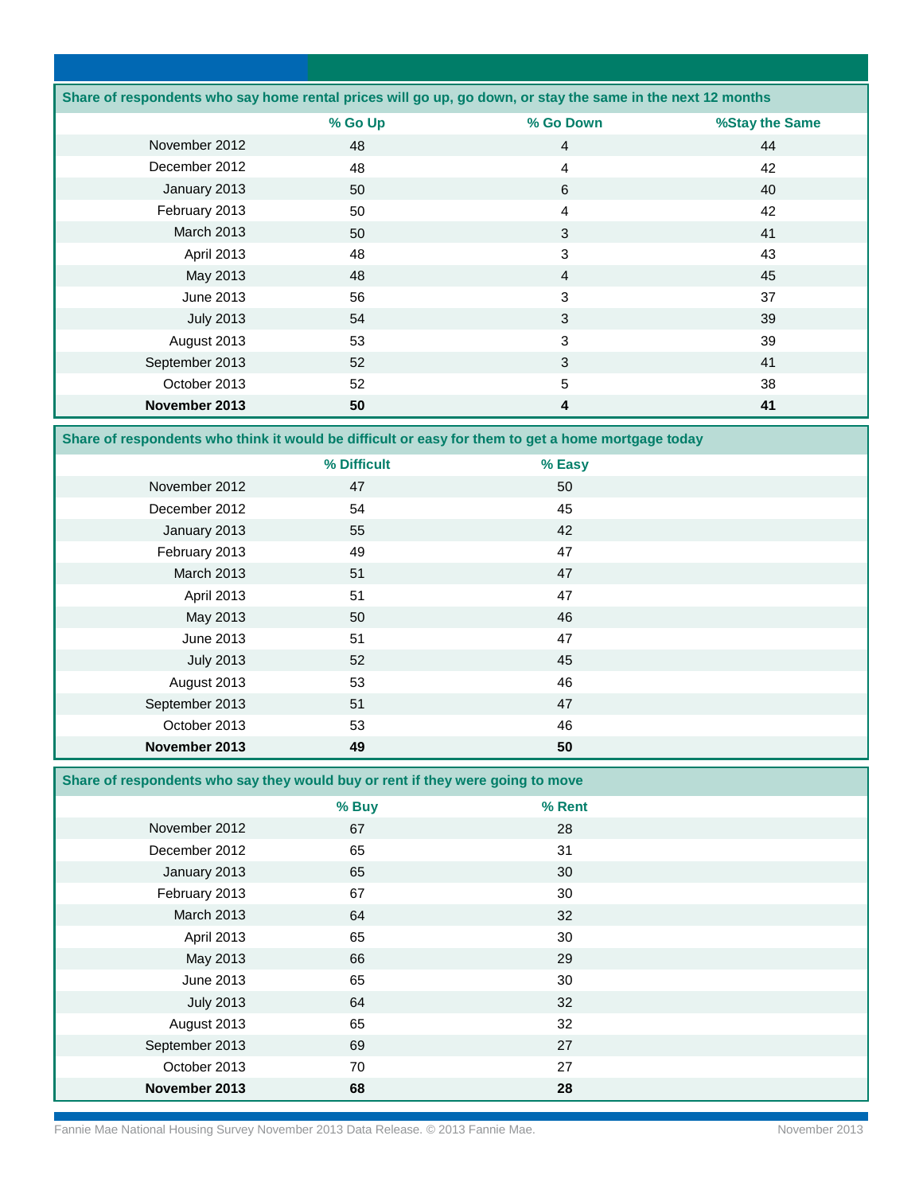| Share of respondents who say home rental prices will go up, go down, or stay the same in the next 12 months | | | |
|---|---|---|---|
| | % Go Up | % Go Down | %Stay the Same |
| November 2012 | 48 | 4 | 44 |
| December 2012 | 48 | 4 | 42 |
| January 2013 | 50 | 6 | 40 |
| February 2013 | 50 | 4 | 42 |
| March 2013 | 50 | 3 | 41 |
| April 2013 | 48 | 3 | 43 |
| May 2013 | 48 | 4 | 45 |
| June 2013 | 56 | 3 | 37 |
| July 2013 | 54 | 3 | 39 |
| August 2013 | 53 | 3 | 39 |
| September 2013 | 52 | 3 | 41 |
| October 2013 | 52 | 5 | 38 |
| **November 2013** | **50** | **4** | **41** |

| Share of respondents who think it would be difficult or easy for them to get a home mortgage today | | |
|---|---|---|
| | % Difficult | % Easy |
| November 2012 | 47 | 50 |
| December 2012 | 54 | 45 |
| January 2013 | 55 | 42 |
| February 2013 | 49 | 47 |
| March 2013 | 51 | 47 |
| April 2013 | 51 | 47 |
| May 2013 | 50 | 46 |
| June 2013 | 51 | 47 |
| July 2013 | 52 | 45 |
| August 2013 | 53 | 46 |
| September 2013 | 51 | 47 |
| October 2013 | 53 | 46 |
| **November 2013** | **49** | **50** |

| Share of respondents who say they would buy or rent if they were going to move | | |
|---|---|---|
| | % Buy | % Rent |
| November 2012 | 67 | 28 |
| December 2012 | 65 | 31 |
| January 2013 | 65 | 30 |
| February 2013 | 67 | 30 |
| March 2013 | 64 | 32 |
| April 2013 | 65 | 30 |
| May 2013 | 66 | 29 |
| June 2013 | 65 | 30 |
| July 2013 | 64 | 32 |
| August 2013 | 65 | 32 |
| September 2013 | 69 | 27 |
| October 2013 | 70 | 27 |
| **November 2013** | **68** | **28** |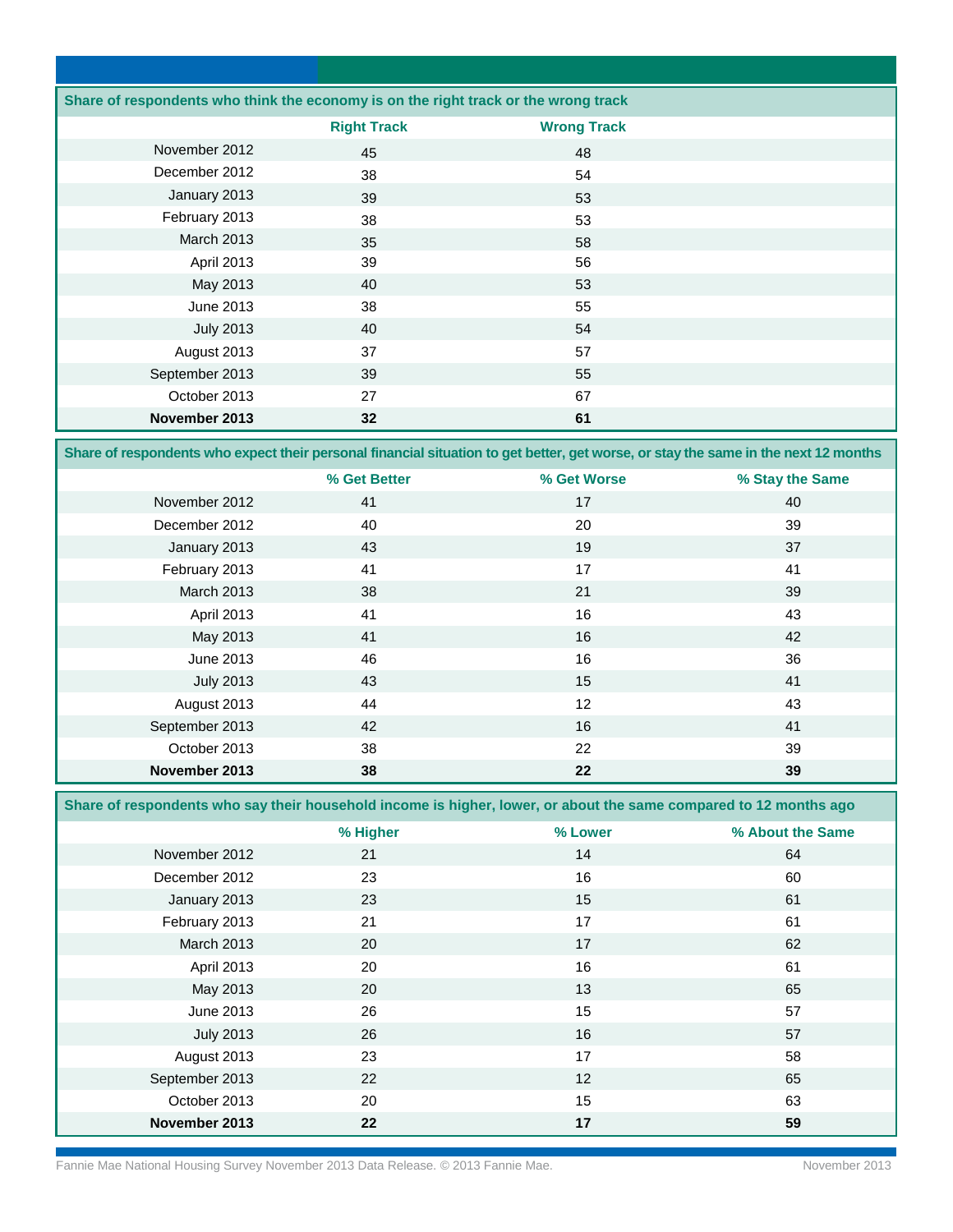| Share of respondents who think the economy is on the right track or the wrong track | | |
|---|---|---|
| | Right Track | Wrong Track |
| November 2012 | 45 | 48 |
| December 2012 | 38 | 54 |
| January 2013 | 39 | 53 |
| February 2013 | 38 | 53 |
| March 2013 | 35 | 58 |
| April 2013 | 39 | 56 |
| May 2013 | 40 | 53 |
| June 2013 | 38 | 55 |
| July 2013 | 40 | 54 |
| August 2013 | 37 | 57 |
| September 2013 | 39 | 55 |
| October 2013 | 27 | 67 |
| **November 2013** | **32** | **61** |

| Share of respondents who expect their personal financial situation to get better, get worse, or stay the same in the next 12 months | | | |
|---|---|---|---|
| | % Get Better | % Get Worse | % Stay the Same |
| November 2012 | 41 | 17 | 40 |
| December 2012 | 40 | 20 | 39 |
| January 2013 | 43 | 19 | 37 |
| February 2013 | 41 | 17 | 41 |
| March 2013 | 38 | 21 | 39 |
| April 2013 | 41 | 16 | 43 |
| May 2013 | 41 | 16 | 42 |
| June 2013 | 46 | 16 | 36 |
| July 2013 | 43 | 15 | 41 |
| August 2013 | 44 | 12 | 43 |
| September 2013 | 42 | 16 | 41 |
| October 2013 | 38 | 22 | 39 |
| **November 2013** | **38** | **22** | **39** |

| Share of respondents who say their household income is higher, lower, or about the same compared to 12 months ago | | | |
|---|---|---|---|
| | % Higher | % Lower | % About the Same |
| November 2012 | 21 | 14 | 64 |
| December 2012 | 23 | 16 | 60 |
| January 2013 | 23 | 15 | 61 |
| February 2013 | 21 | 17 | 61 |
| March 2013 | 20 | 17 | 62 |
| April 2013 | 20 | 16 | 61 |
| May 2013 | 20 | 13 | 65 |
| June 2013 | 26 | 15 | 57 |
| July 2013 | 26 | 16 | 57 |
| August 2013 | 23 | 17 | 58 |
| September 2013 | 22 | 12 | 65 |
| October 2013 | 20 | 15 | 63 |
| **November 2013** | **22** | **17** | **59** |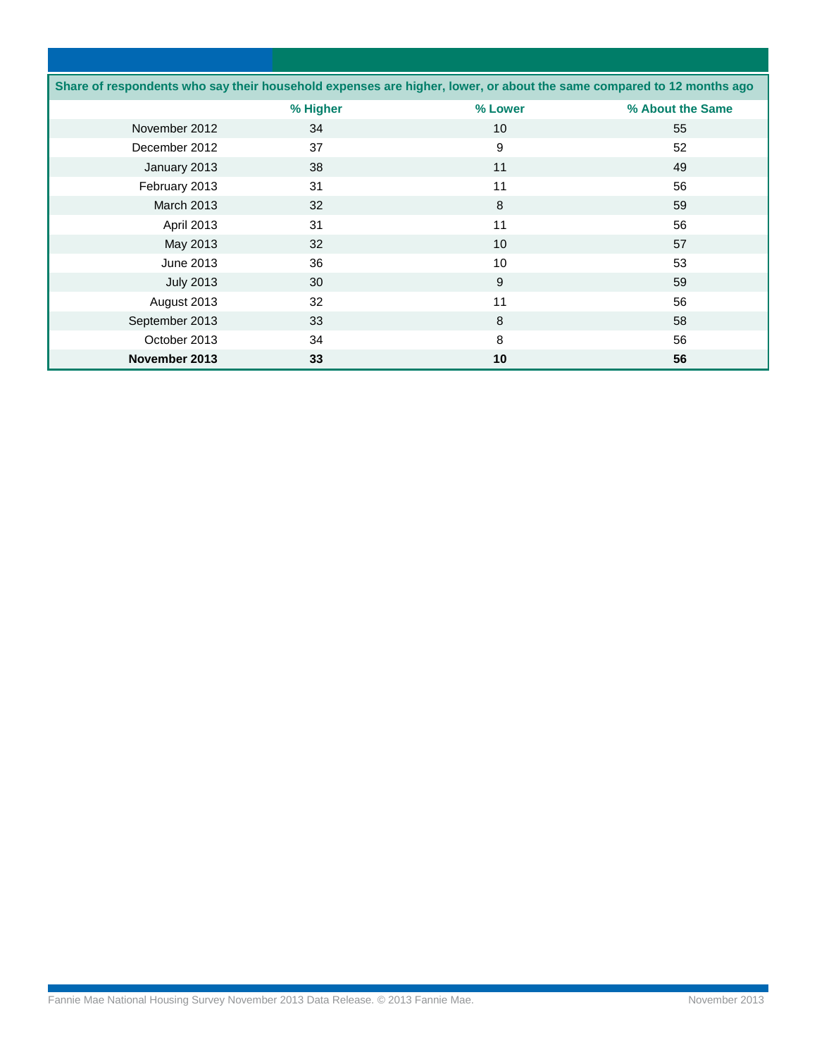| Share of respondents who say their household expenses are higher, lower, or about the same compared to 12 months ago | | | |
|---|---|---|---|
| | % Higher | % Lower | % About the Same |
| November 2012 | 34 | 10 | 55 |
| December 2012 | 37 | 9 | 52 |
| January 2013 | 38 | 11 | 49 |
| February 2013 | 31 | 11 | 56 |
| March 2013 | 32 | 8 | 59 |
| April 2013 | 31 | 11 | 56 |
| May 2013 | 32 | 10 | 57 |
| June 2013 | 36 | 10 | 53 |
| July 2013 | 30 | 9 | 59 |
| August 2013 | 32 | 11 | 56 |
| September 2013 | 33 | 8 | 58 |
| October 2013 | 34 | 8 | 56 |
| **November 2013** | **33** | **10** | **56** |